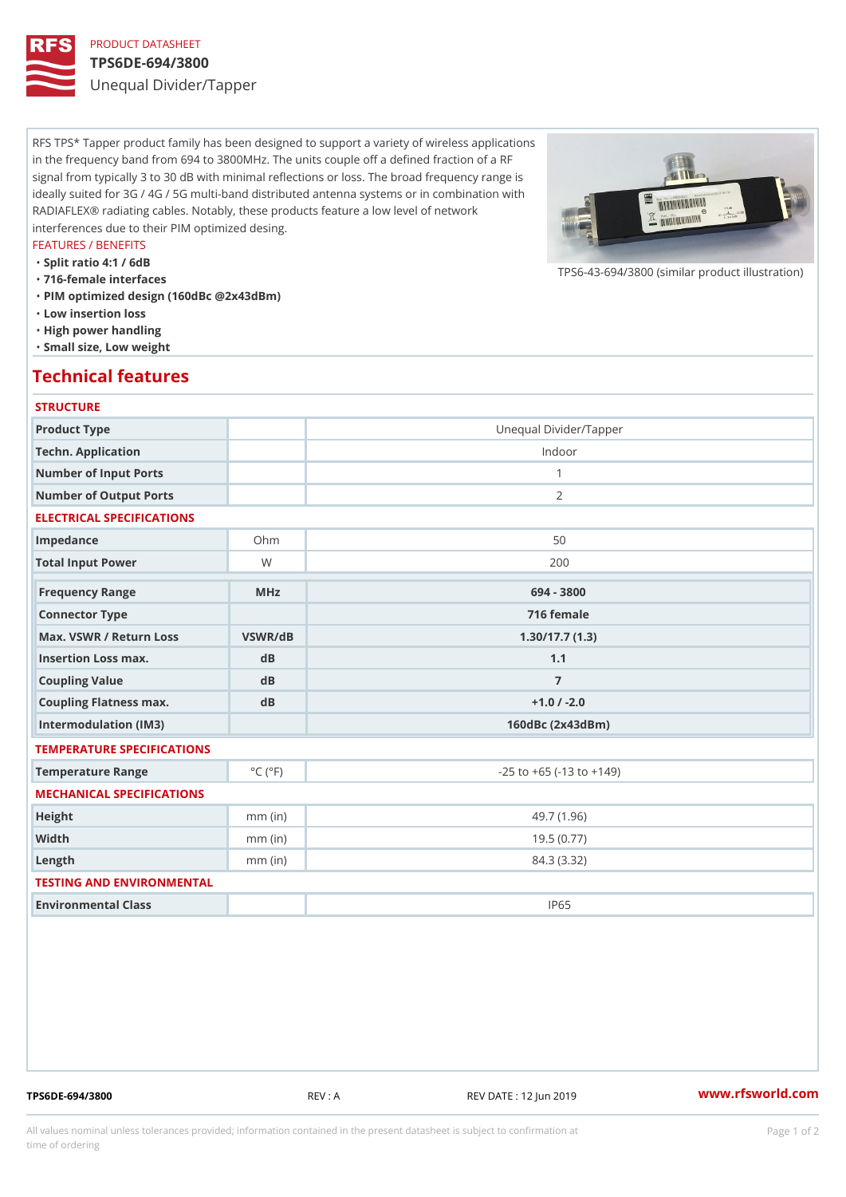PRODUCT DATASHEET

# TPS6DE-694/3800

## Unequal Divider/Tapper

RFS TPS* Tapper product family has been designed to support a variety of wireless applications in the frequency band from 694 to 3800MHz. The units couple off a defined fraction of a RF signal from typically 3 to 30 dB with minimal reflections or loss. The broad frequency range is ideally suited for 3G / 4G / 5G multi-band distributed antenna systems or in combination with RADIAFLEX® radiating cables. Notably, these products feature a low level of network interferences due to their PIM optimized desing.

TPS6-43-694/3800 (similar product illustration)

FEATURES / BENEFITS

- Split ratio 4:1 / 6dB
- 716-female interfaces
- PIM optimized design (160dBc @2x43dBm)
- Low insertion loss
- High power handling
- Small size, Low weight

## Technical features

### STRUCTURE

| | | |
|---|---|---|
| Product Type | | Unequal Divider/Tapper |
| Techn. Application | | Indoor |
| Number of Input Ports | | 1 |
| Number of Output Ports | | 2 |

### ELECTRICAL SPECIFICATIONS

| | | |
|---|---|---|
| Impedance | Ohm | 50 |
| Total Input Power | W | 200 |
| Frequency Range | MHz | 694 - 3800 |
| Connector Type | | 716 female |
| Max. VSWR / Return Loss | VSWR/dB | 1.30/17.7 (1.3) |
| Insertion Loss max. | dB | 1.1 |
| Coupling Value | dB | 7 |
| Coupling Flatness max. | dB | +1.0 / -2.0 |
| Intermodulation (IM3) | | 160dBc (2x43dBm) |

### TEMPERATURE SPECIFICATIONS

| | | |
|---|---|---|
| Temperature Range | °C (°F) | -25 to +65 (-13 to +149) |

### MECHANICAL SPECIFICATIONS

| | | |
|---|---|---|
| Height | mm (in) | 49.7 (1.96) |
| Width | mm (in) | 19.5 (0.77) |
| Length | mm (in) | 84.3 (3.32) |

### TESTING AND ENVIRONMENTAL

| | | |
|---|---|---|
| Environmental Class | | IP65 |

TPS6DE-694/3800 REV : A REV DATE : 12 Jun 2019 www.rfsworld.com

All values nominal unless tolerances provided; information contained in the present datasheet is subject to confirmation at time of ordering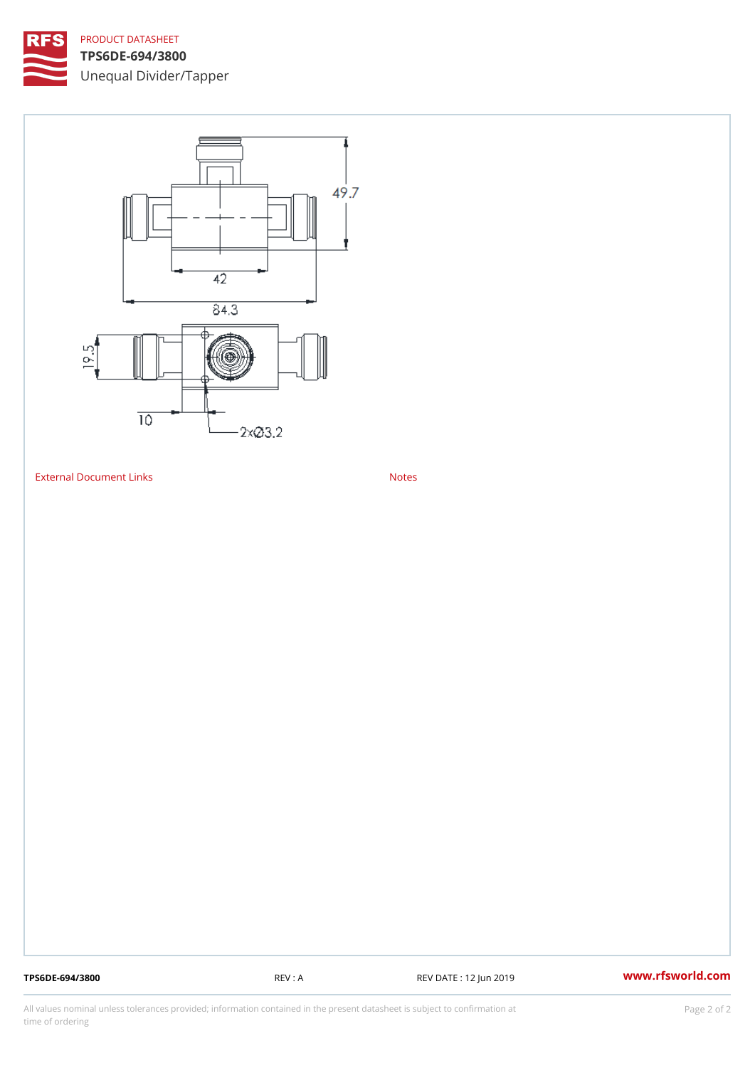PRODUCT DATASHEET

# TPS6DE-694/3800

Unequal Divider/Tapper

49.7

42

84.3

19.5

10

2xØ3.2

External Document Links

Notes

TPS6DE-694/3800 REV : A REV DATE : 12 Jun 2019 www.rfsworld.com

All values nominal unless tolerances provided; information contained in the present datasheet is subject to confirmation at time of ordering